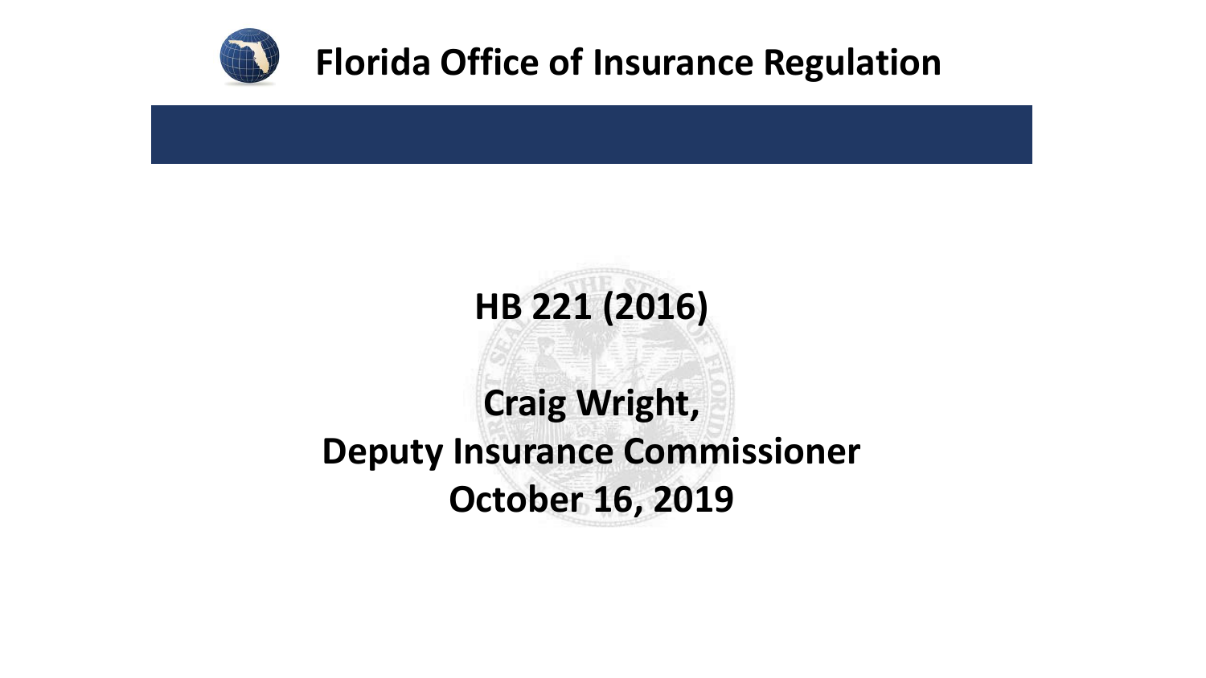# Florida Office of Insurance Regulation

## HB 221 (2016)

**Craig Wright,**
**Deputy Insurance Commissioner**
**October 16, 2019**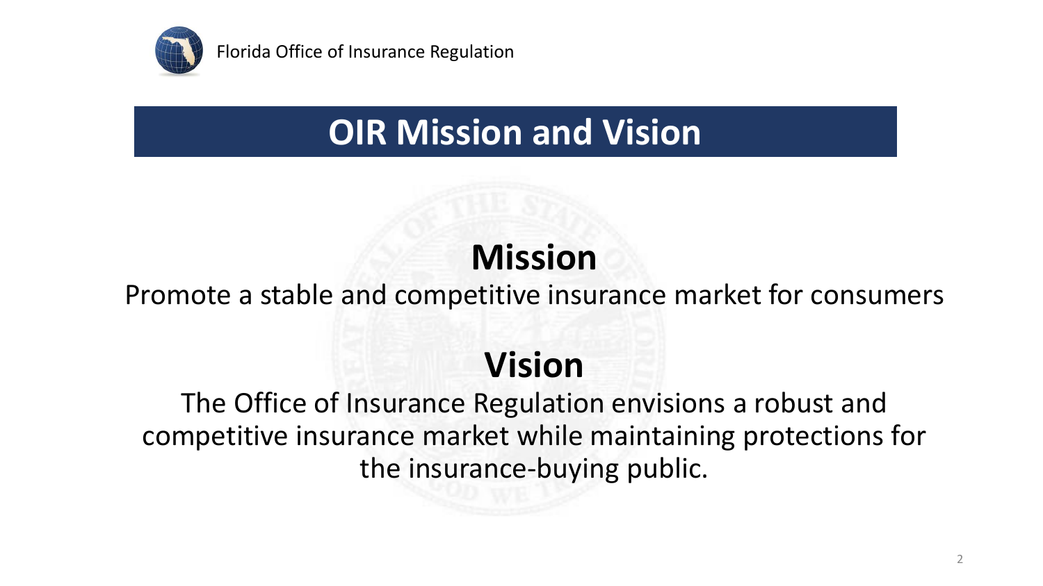# OIR Mission and Vision

## Mission

Promote a stable and competitive insurance market for consumers

## Vision

The Office of Insurance Regulation envisions a robust and competitive insurance market while maintaining protections for the insurance-buying public.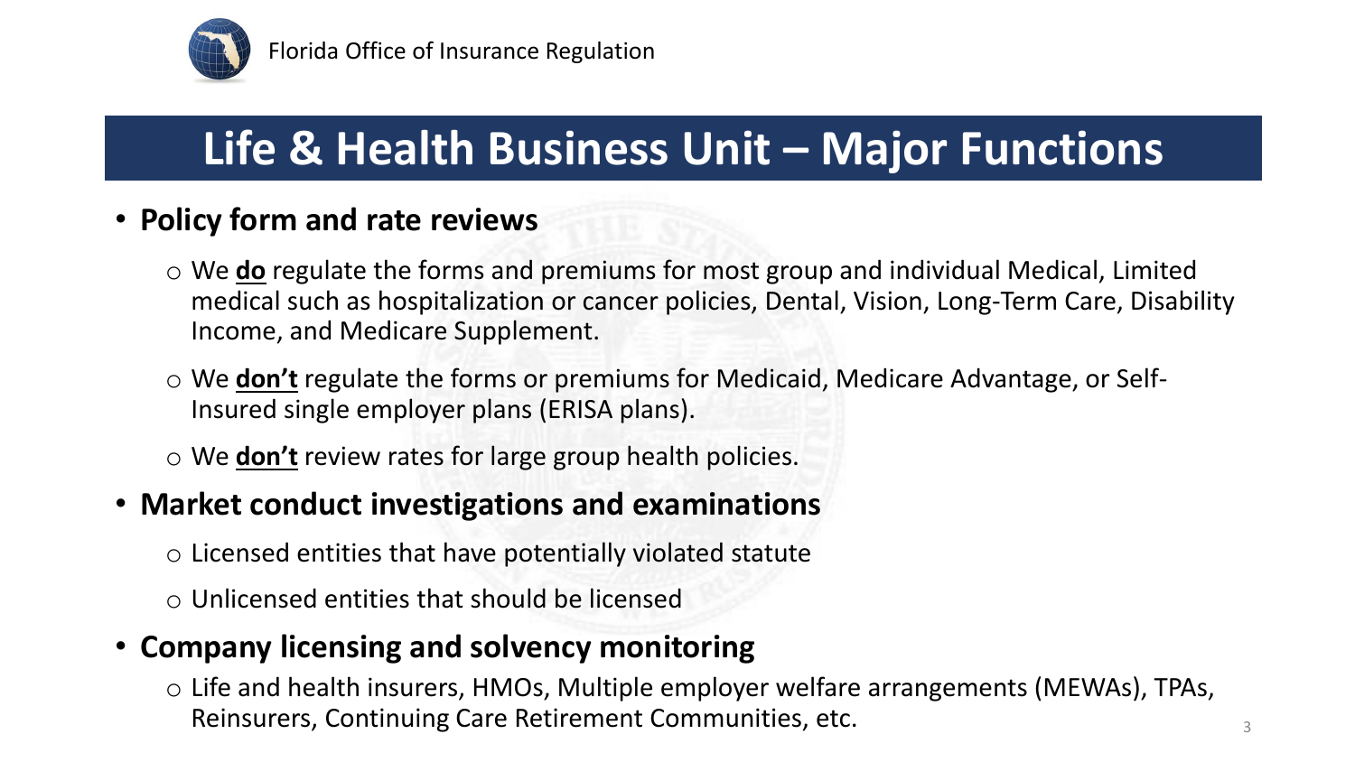Florida Office of Insurance Regulation

# Life & Health Business Unit – Major Functions

- **Policy form and rate reviews**
  - We **do** regulate the forms and premiums for most group and individual Medical, Limited medical such as hospitalization or cancer policies, Dental, Vision, Long-Term Care, Disability Income, and Medicare Supplement.
  - We **don't** regulate the forms or premiums for Medicaid, Medicare Advantage, or Self-Insured single employer plans (ERISA plans).
  - We **don't** review rates for large group health policies.
- **Market conduct investigations and examinations**
  - Licensed entities that have potentially violated statute
  - Unlicensed entities that should be licensed
- **Company licensing and solvency monitoring**
  - Life and health insurers, HMOs, Multiple employer welfare arrangements (MEWAs), TPAs, Reinsurers, Continuing Care Retirement Communities, etc.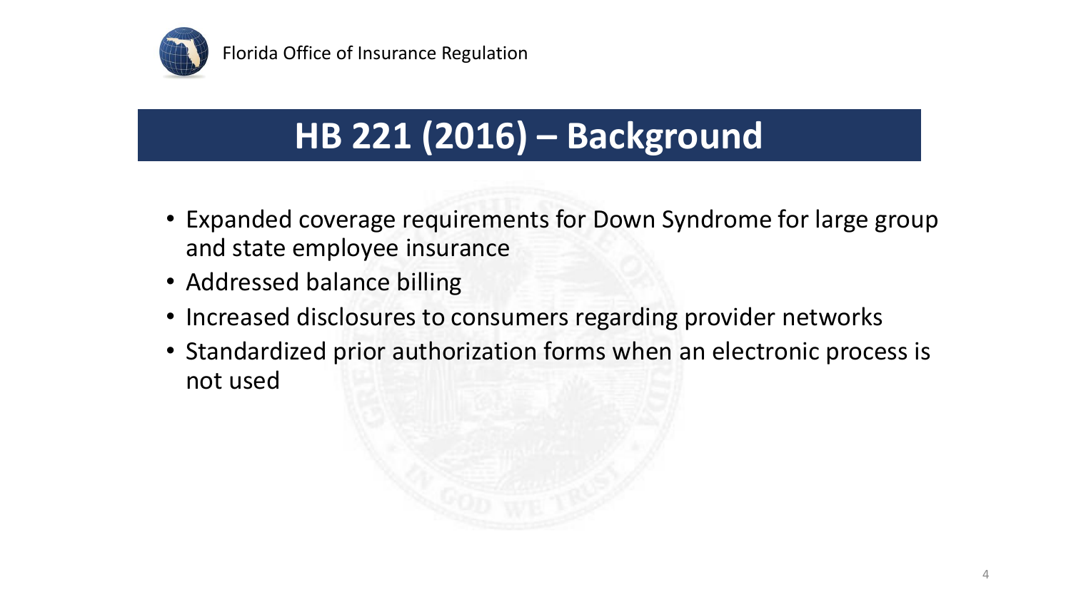# HB 221 (2016) – Background

- Expanded coverage requirements for Down Syndrome for large group and state employee insurance
- Addressed balance billing
- Increased disclosures to consumers regarding provider networks
- Standardized prior authorization forms when an electronic process is not used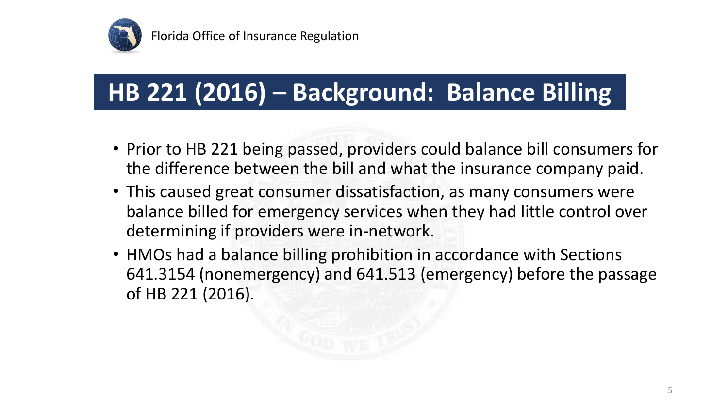# HB 221 (2016) – Background: Balance Billing

- Prior to HB 221 being passed, providers could balance bill consumers for the difference between the bill and what the insurance company paid.
- This caused great consumer dissatisfaction, as many consumers were balance billed for emergency services when they had little control over determining if providers were in-network.
- HMOs had a balance billing prohibition in accordance with Sections 641.3154 (nonemergency) and 641.513 (emergency) before the passage of HB 221 (2016).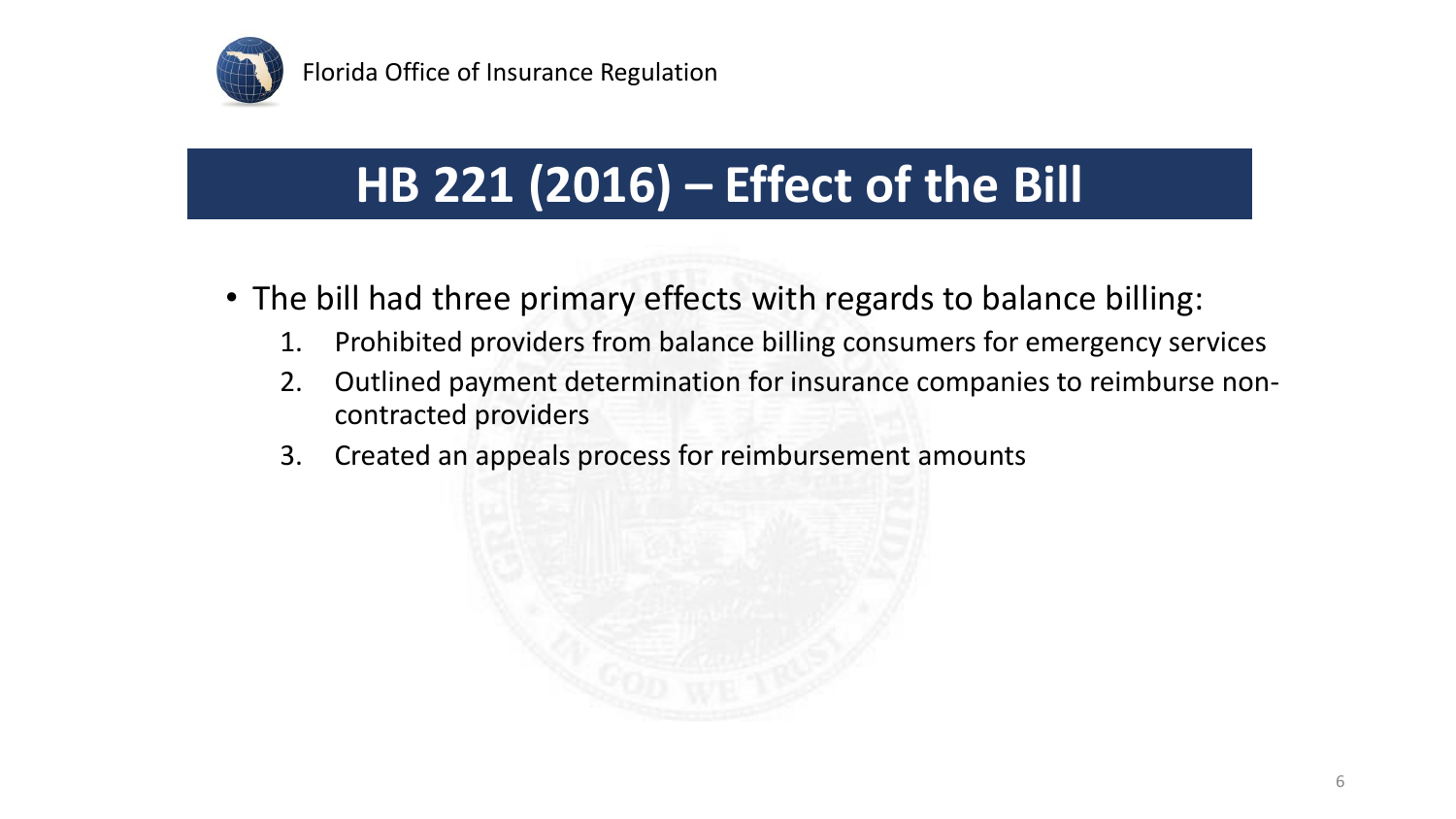# HB 221 (2016) – Effect of the Bill

- The bill had three primary effects with regards to balance billing:
    1. Prohibited providers from balance billing consumers for emergency services
    2. Outlined payment determination for insurance companies to reimburse non-contracted providers
    3. Created an appeals process for reimbursement amounts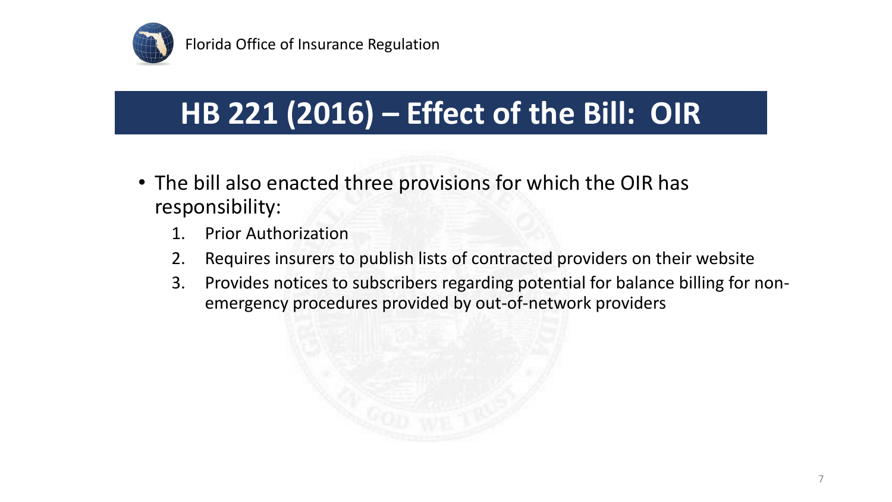# HB 221 (2016) – Effect of the Bill: OIR

- The bill also enacted three provisions for which the OIR has responsibility:
  1. Prior Authorization
  2. Requires insurers to publish lists of contracted providers on their website
  3. Provides notices to subscribers regarding potential for balance billing for non-emergency procedures provided by out-of-network providers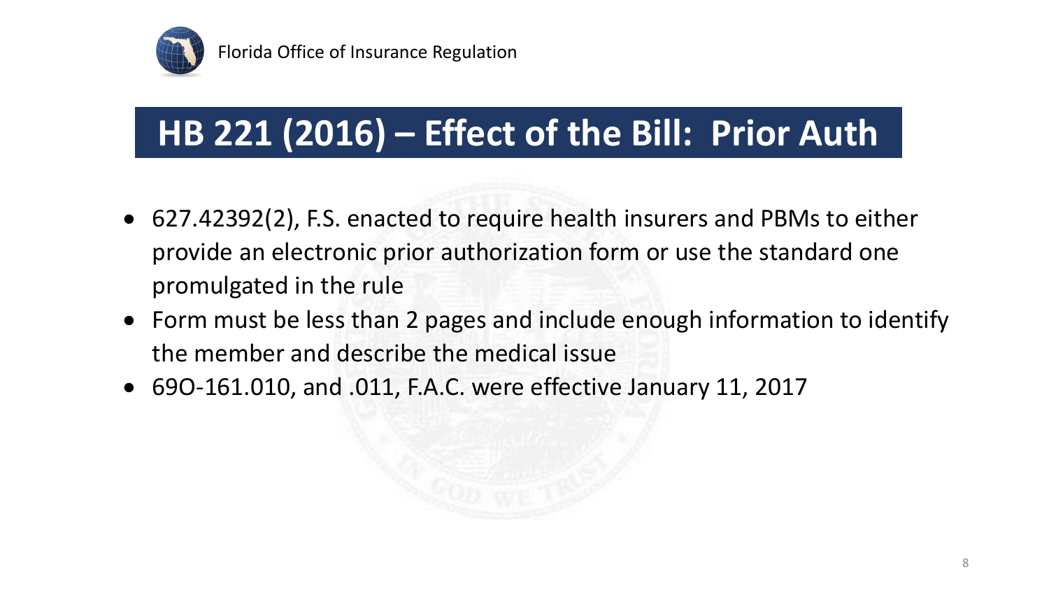## HB 221 (2016) – Effect of the Bill: Prior Auth

- 627.42392(2), F.S. enacted to require health insurers and PBMs to either provide an electronic prior authorization form or use the standard one promulgated in the rule
- Form must be less than 2 pages and include enough information to identify the member and describe the medical issue
- 69O-161.010, and .011, F.A.C. were effective January 11, 2017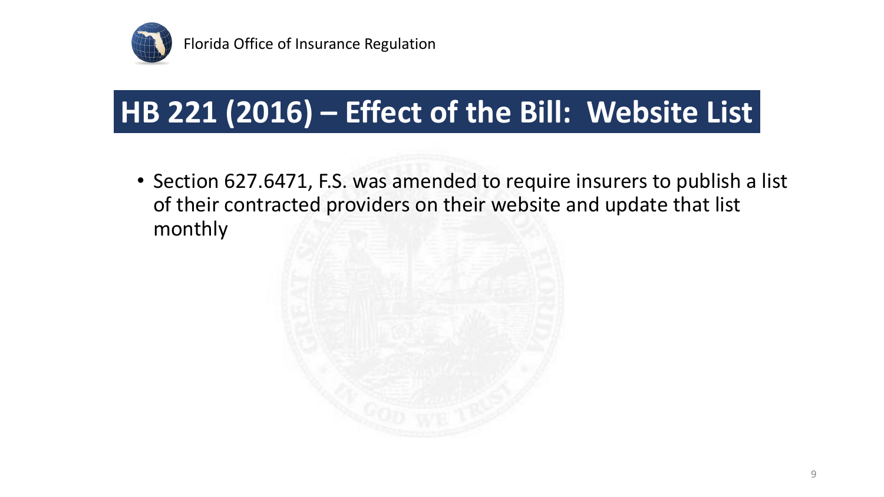# HB 221 (2016) – Effect of the Bill: Website List

- Section 627.6471, F.S. was amended to require insurers to publish a list of their contracted providers on their website and update that list monthly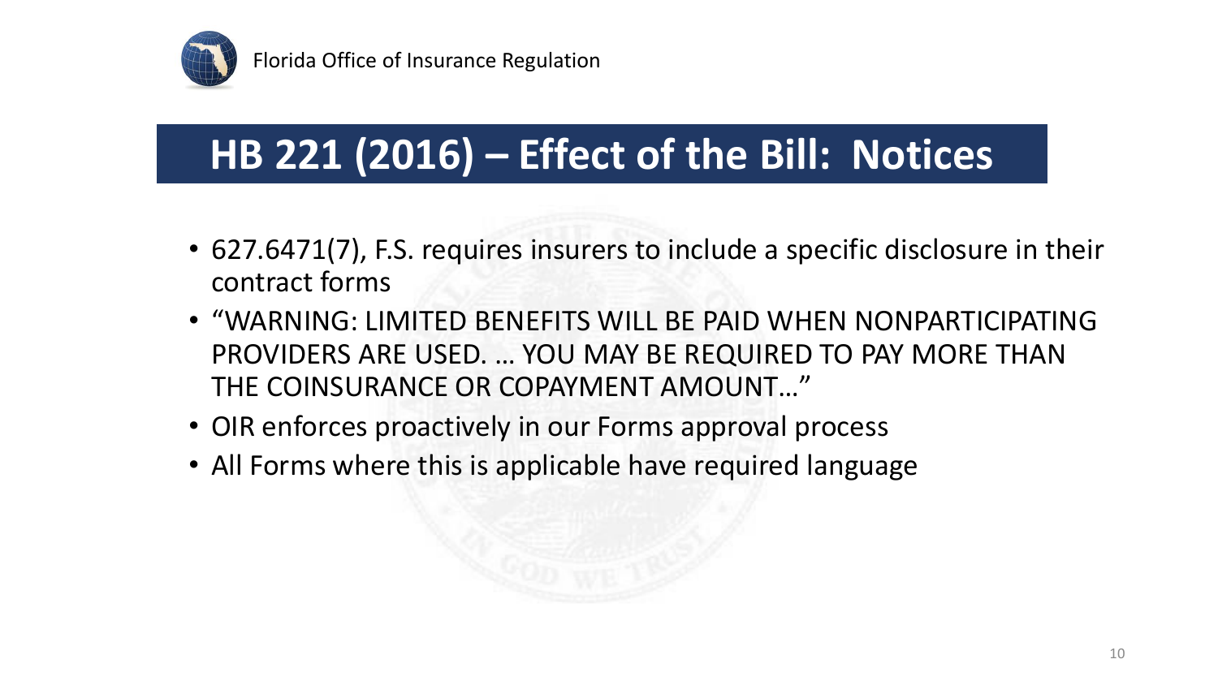## HB 221 (2016) – Effect of the Bill: Notices

- 627.6471(7), F.S. requires insurers to include a specific disclosure in their contract forms
- "WARNING: LIMITED BENEFITS WILL BE PAID WHEN NONPARTICIPATING PROVIDERS ARE USED. … YOU MAY BE REQUIRED TO PAY MORE THAN THE COINSURANCE OR COPAYMENT AMOUNT…"
- OIR enforces proactively in our Forms approval process
- All Forms where this is applicable have required language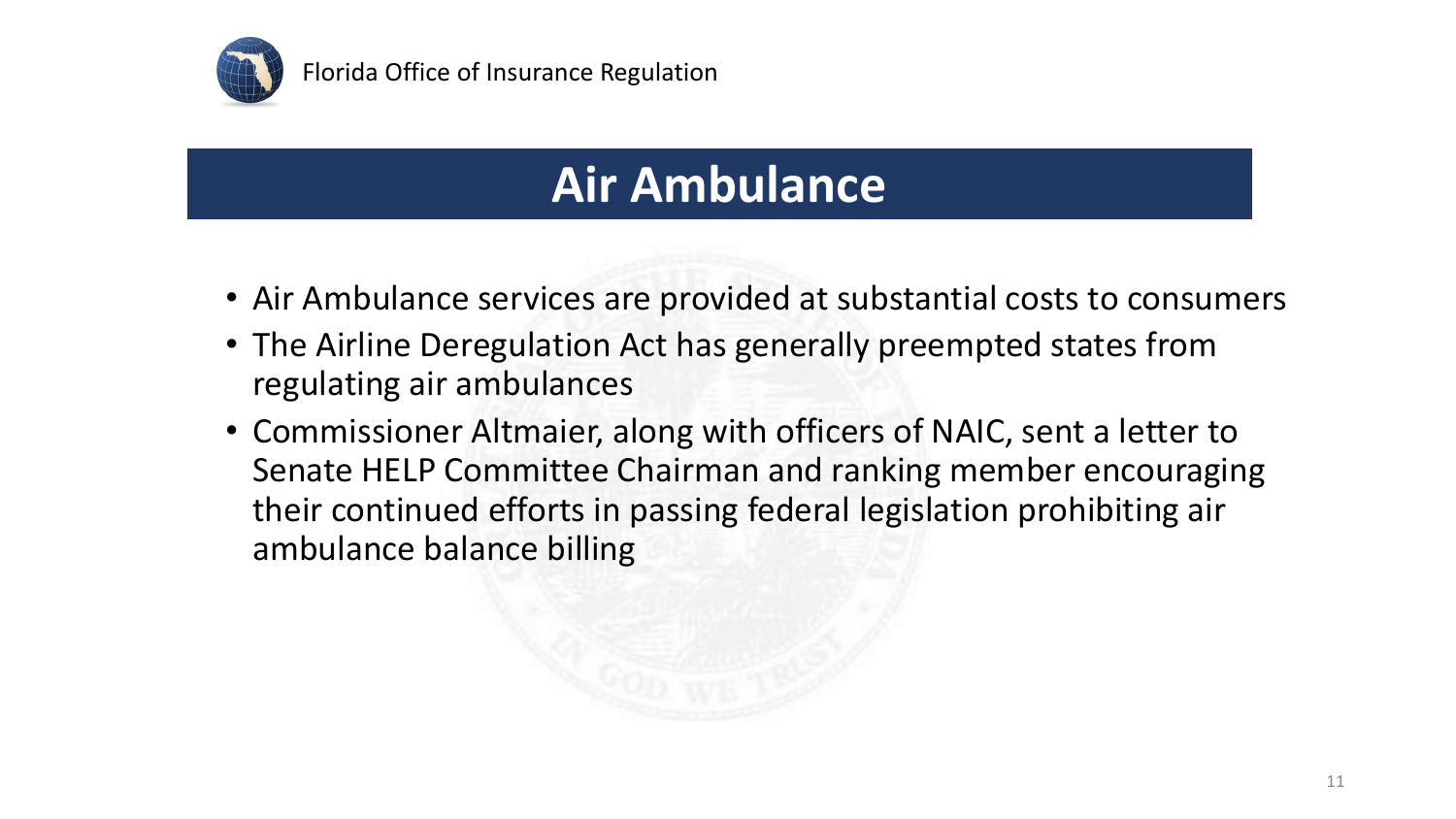# Air Ambulance

- Air Ambulance services are provided at substantial costs to consumers
- The Airline Deregulation Act has generally preempted states from regulating air ambulances
- Commissioner Altmaier, along with officers of NAIC, sent a letter to Senate HELP Committee Chairman and ranking member encouraging their continued efforts in passing federal legislation prohibiting air ambulance balance billing